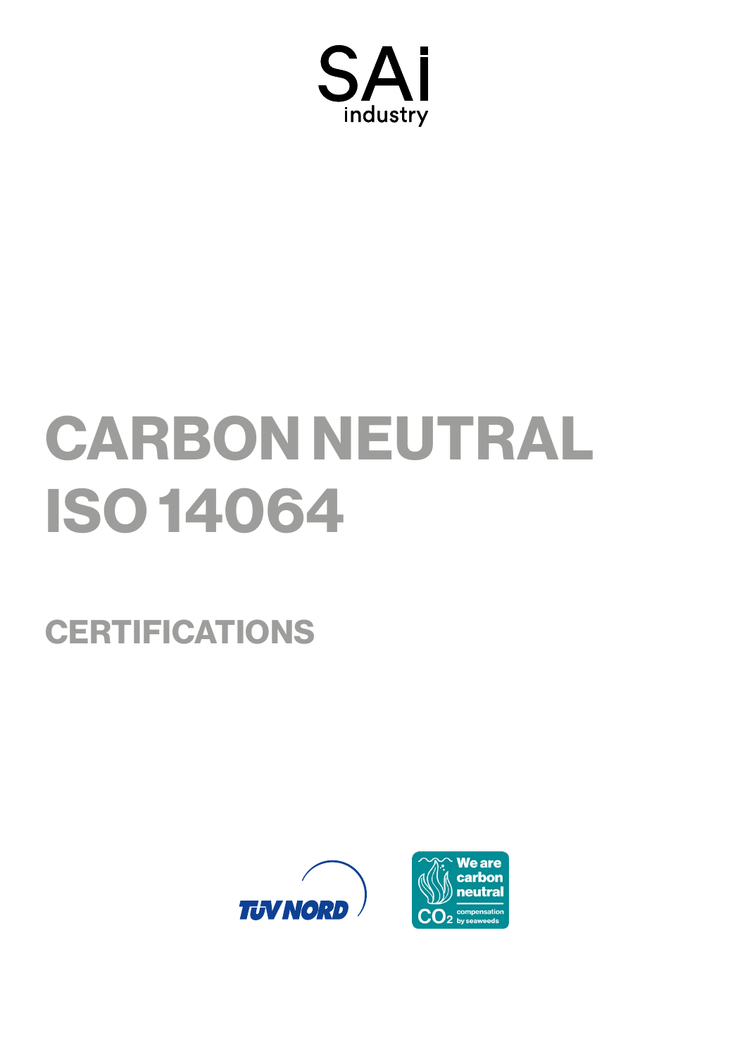SAi industry

# CARBON NEUTRAL ISO 14064

## CERTIFICATIONS

TÜV NORD

We are carbon neutral
$CO_2$ compensation by seaweeds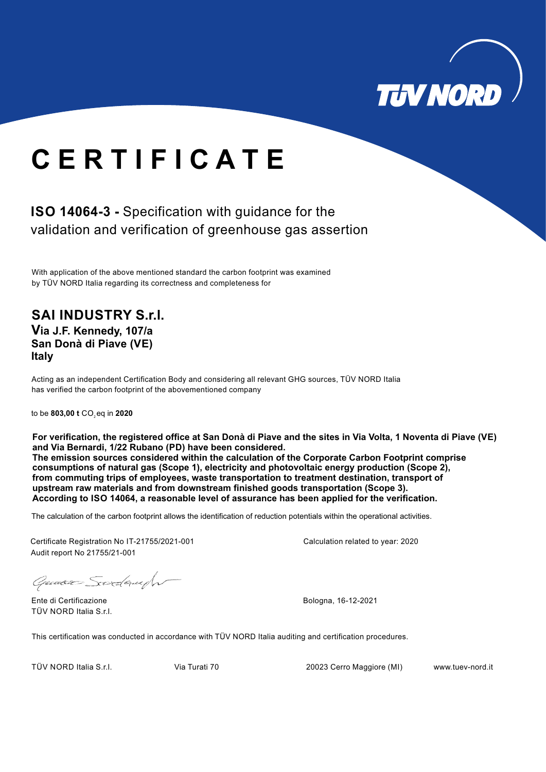TÜV NORD

# C E R T I F I C A T E

## **ISO 14064-3 -** Specification with guidance for the validation and verification of greenhouse gas assertion

With application of the above mentioned standard the carbon footprint was examined by TÜV NORD Italia regarding its correctness and completeness for

## SAI INDUSTRY S.r.l.

**Via J.F. Kennedy, 107/a**
**San Donà di Piave (VE)**
**Italy**

Acting as an independent Certification Body and considering all relevant GHG sources, TÜV NORD Italia has verified the carbon footprint of the abovementioned company

to be **803,00 t** $CO_2$eq in **2020**

**For verification, the registered office at San Donà di Piave and the sites in Via Volta, 1 Noventa di Piave (VE) and Via Bernardi, 1/22 Rubano (PD) have been considered.**
**The emission sources considered within the calculation of the Corporate Carbon Footprint comprise consumptions of natural gas (Scope 1), electricity and photovoltaic energy production (Scope 2), from commuting trips of employees, waste transportation to treatment destination, transport of upstream raw materials and from downstream finished goods transportation (Scope 3).**
**According to ISO 14064, a reasonable level of assurance has been applied for the verification.**

The calculation of the carbon footprint allows the identification of reduction potentials within the operational activities.

Certificate Registration No IT-21755/2021-001
Audit report No 21755/21-001

Calculation related to year: 2020

Ente di Certificazione
TÜV NORD Italia S.r.l.

Bologna, 16-12-2021

This certification was conducted in accordance with TÜV NORD Italia auditing and certification procedures.

TÜV NORD Italia S.r.l. Via Turati 70 20023 Cerro Maggiore (MI) www.tuev-nord.it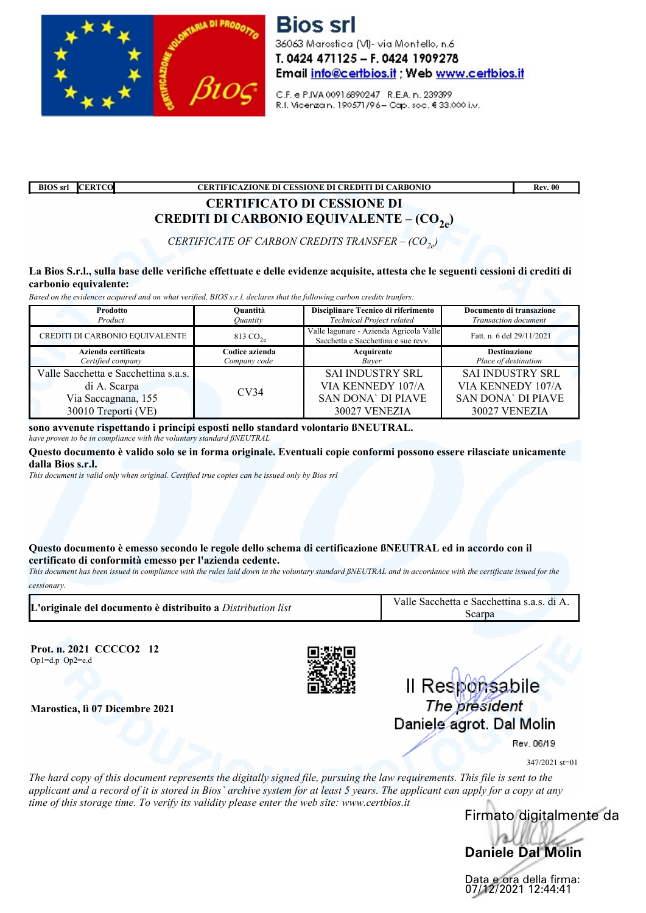**Bios srl**

36063 Marostica (VI)- via Montello, n.6

**T. 0424 471125 – F. 0424 1909278**

**Email info@certbios.it ; Web www.certbios.it**

C.F. e P.IVA 00916890247 R.E.A. n. 239399

R.I. Vicenza n. 190571/96– Cap. soc. € 33.000 i.v.

| BIOS srl | CERTCO | CERTIFICAZIONE DI CESSIONE DI CREDITI DI CARBONIO | Rev. 00 |
|---|---|---|---|

# CERTIFICATO DI CESSIONE DI CREDITI DI CARBONIO EQUIVALENTE – ($CO_{2e}$)

*CERTIFICATE OF CARBON CREDITS TRANSFER – ($CO_{2e}$)*

**La Bios S.r.l., sulla base delle verifiche effettuate e delle evidenze acquisite, attesta che le seguenti cessioni di crediti di carbonio equivalente:**

*Based on the evidences acquired and on what verified, BIOS s.r.l. declares that the following carbon credits tranfers:*

| **Prodotto** *Product* | **Quantità** *Quantity* | **Disciplinare Tecnico di riferimento** *Technical Project related* | **Documento di transazione** *Transaction document* |
|---|---|---|---|
| CREDITI DI CARBONIO EQUIVALENTE | 813 $CO_{2e}$ | Valle lagunare - Azienda Agricola Valle Sacchetta e Sacchettina e sue revv. | Fatt. n. 6 del 29/11/2021 |
| **Azienda certificata** *Certified company* | **Codice azienda** *Company code* | **Acquirente** *Buyer* | **Destinazione** *Place of destination* |
| Valle Sacchetta e Sacchettina s.a.s. di A. Scarpa Via Saccagnana, 155 30010 Treporti (VE) | CV34 | SAI INDUSTRY SRL VIA KENNEDY 107/A SAN DONA` DI PIAVE 30027 VENEZIA | SAI INDUSTRY SRL VIA KENNEDY 107/A SAN DONA` DI PIAVE 30027 VENEZIA |

**sono avvenute rispettando i principi esposti nello standard volontario ßNEUTRAL.**

*have proven to be in compliance with the voluntary standard ßNEUTRAL*

**Questo documento è valido solo se in forma originale. Eventuali copie conformi possono essere rilasciate unicamente dalla Bios s.r.l.**

*This document is valid only when original. Certified true copies can be issued only by Bios srl*

**Questo documento è emesso secondo le regole dello schema di certificazione ßNEUTRAL ed in accordo con il certificato di conformità emesso per l'azienda cedente.**

*This document has been issued in compliance with the rules laid down in the voluntary standard ßNEUTRAL and in accordance with the certificate issued for the cessionary.*

| **L'originale del documento è distribuito a** *Distribution list* | Valle Sacchetta e Sacchettina s.a.s. di A. Scarpa |
|---|---|

**Prot. n. 2021 CCCCO2 12**

Op1=d.p Op2=e.d

**Marostica, lì 07 Dicembre 2021**

Il Responsabile

*The president*

Daniele agrot. Dal Molin

Rev. 06/19

347/2021 st=01

*The hard copy of this document represents the digitally signed file, pursuing the law requirements. This file is sent to the applicant and a record of it is stored in Bios` archive system for at least 5 years. The applicant can apply for a copy at any time of this storage time. To verify its validity please enter the web site: www.certbios.it*

Firmato digitalmente da

**Daniele Dal Molin**

Data e ora della firma: 07/12/2021 12:44:41